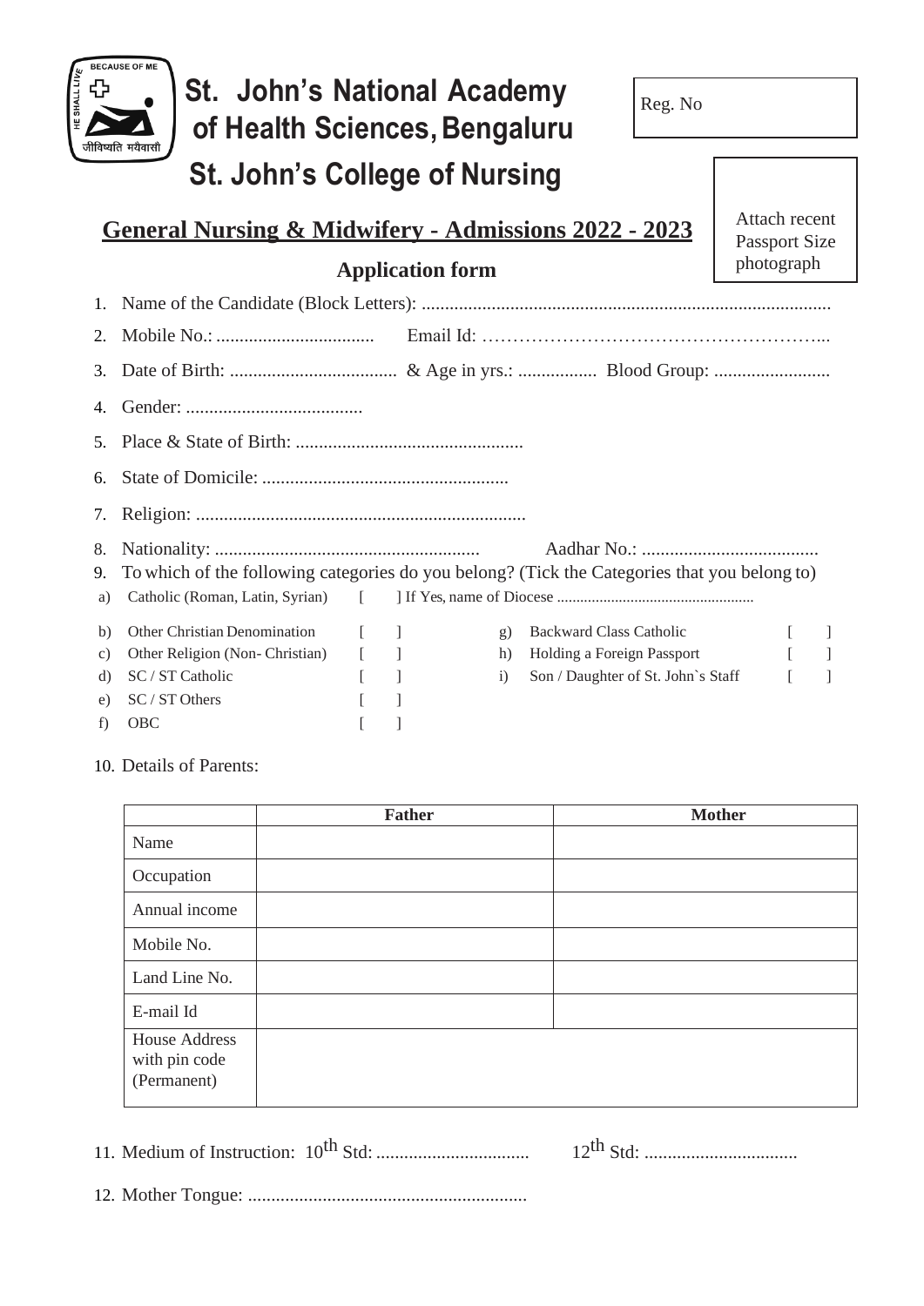BECAUSE OF ME HE SHALL LIVE जीविष्यति मयैवासौ

# St. John's National Academy of Health Sciences, Bengaluru

# St. John's College of Nursing

Reg. No

Attach recent Passport Size photograph

## General Nursing & Midwifery - Admissions 2022 - 2023

### Application form

1. Name of the Candidate (Block Letters): ..........................................................................................
2. Mobile No.: .................................. Email Id: ………………………………………………...
3. Date of Birth: .................................... & Age in yrs.: ................. Blood Group: .........................
4. Gender: ......................................
5. Place & State of Birth: .................................................
6. State of Domicile: .....................................................
7. Religion: .......................................................................
8. Nationality: ......................................................... Aadhar No.: ......................................
9. To which of the following categories do you belong? (Tick the Categories that you belong to)

a) Catholic (Roman, Latin, Syrian) [ ] If Yes, name of Diocese ...................................................

b) Other Christian Denomination [ ]

c) Other Religion (Non- Christian) [ ]

d) SC / ST Catholic [ ]

e) SC / ST Others [ ]

f) OBC [ ]

g) Backward Class Catholic [ ]

h) Holding a Foreign Passport [ ]

i) Son / Daughter of St. John`s Staff [ ]

10. Details of Parents:

| | Father | Mother |
|---|---|---|
| Name | | |
| Occupation | | |
| Annual income | | |
| Mobile No. | | |
| Land Line No. | | |
| E-mail Id | | |
| House Address with pin code (Permanent) | | |

11. Medium of Instruction: 10th Std: ................................. 12th Std: .................................
12. Mother Tongue: ............................................................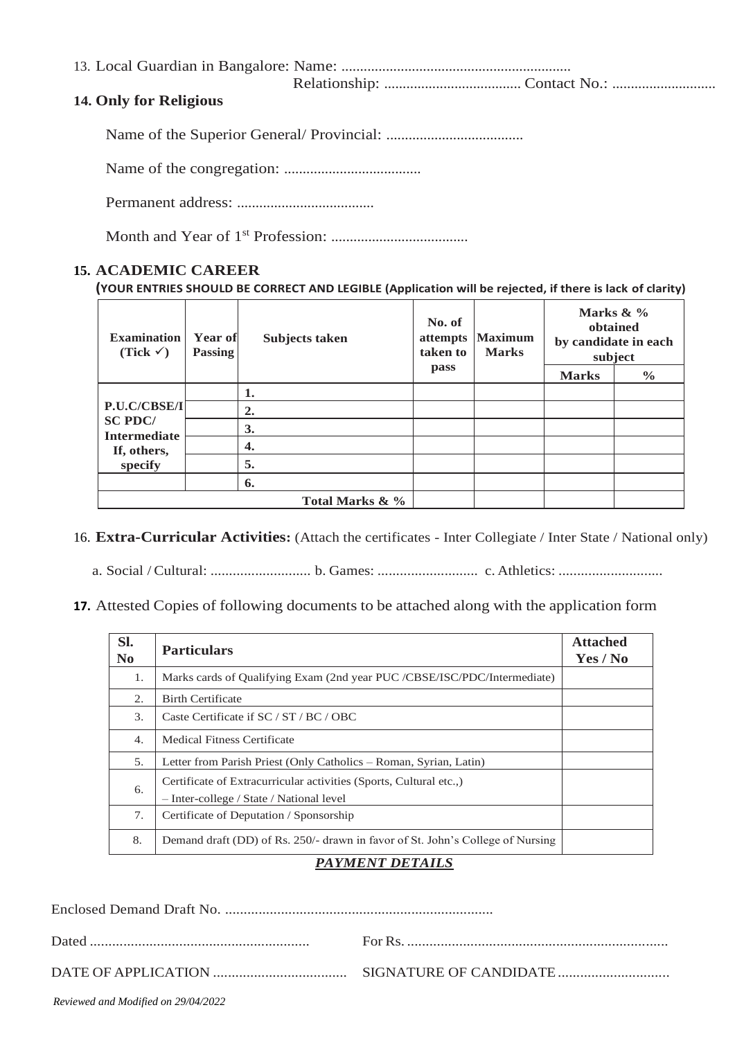13. Local Guardian in Bangalore: Name: .............................................................

Relationship: ..................................... Contact No.: ...........................

**14. Only for Religious**

Name of the Superior General/ Provincial: .....................................

Name of the congregation: .....................................

Permanent address: .....................................

Month and Year of 1st Profession: .....................................

**15. ACADEMIC CAREER**

**(YOUR ENTRIES SHOULD BE CORRECT AND LEGIBLE (Application will be rejected, if there is lack of clarity)**

| Examination (Tick ✓) | Year of Passing | Subjects taken | No. of attempts taken to pass | Maximum Marks | Marks & % obtained by candidate in each subject | |
|---|---|---|---|---|---|---|
| | | | | | Marks | % |
| P.U.C/CBSE/ISC PDC/ Intermediate If, others, specify | | 1. | | | | |
| | | 2. | | | | |
| | | 3. | | | | |
| | | 4. | | | | |
| | | 5. | | | | |
| | | 6. | | | | |
| | | Total Marks & % | | | | |

16. **Extra-Curricular Activities:** (Attach the certificates - Inter Collegiate / Inter State / National only)

a. Social / Cultural: ........................... b. Games: ........................... c. Athletics: ............................

**17.** Attested Copies of following documents to be attached along with the application form

| Sl. No | Particulars | Attached Yes / No |
|---|---|---|
| 1. | Marks cards of Qualifying Exam (2nd year PUC /CBSE/ISC/PDC/Intermediate) | |
| 2. | Birth Certificate | |
| 3. | Caste Certificate if SC / ST / BC / OBC | |
| 4. | Medical Fitness Certificate | |
| 5. | Letter from Parish Priest (Only Catholics – Roman, Syrian, Latin) | |
| 6. | Certificate of Extracurricular activities (Sports, Cultural etc.,) – Inter-college / State / National level | |
| 7. | Certificate of Deputation / Sponsorship | |
| 8. | Demand draft (DD) of Rs. 250/- drawn in favor of St. John's College of Nursing | |

***PAYMENT DETAILS***

Enclosed Demand Draft No. ........................................................................

Dated ........................................................... For Rs. .......................................................................

DATE OF APPLICATION .................................... SIGNATURE OF CANDIDATE ..............................

*Reviewed and Modified on 29/04/2022*